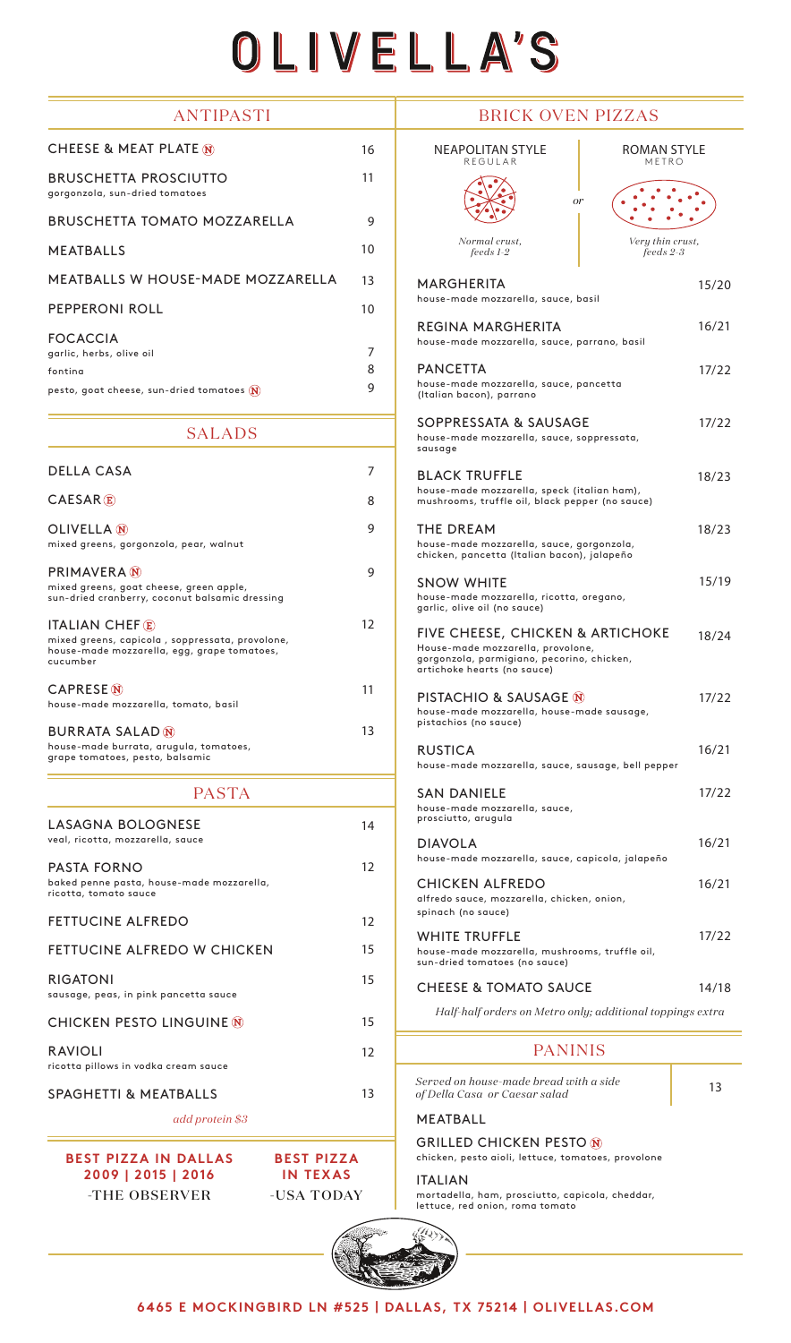# OLIVELLA'S

## ANTIPASTI

| Item | Price |
|---|---|
| CHEESE & MEAT PLATE (N) | 16 |
| BRUSCHETTA PROSCIUTTO<br>gorgonzola, sun-dried tomatoes | 11 |
| BRUSCHETTA TOMATO MOZZARELLA | 9 |
| MEATBALLS | 10 |
| MEATBALLS W HOUSE-MADE MOZZARELLA | 13 |
| PEPPERONI ROLL | 10 |
| FOCACCIA | |
| garlic, herbs, olive oil | 7 |
| fontina | 8 |
| pesto, goat cheese, sun-dried tomatoes (N) | 9 |

## SALADS

| Item | Price |
|---|---|
| DELLA CASA | 7 |
| CAESAR (E) | 8 |
| OLIVELLA (N)<br>mixed greens, gorgonzola, pear, walnut | 9 |
| PRIMAVERA (N)<br>mixed greens, goat cheese, green apple, sun-dried cranberry, coconut balsamic dressing | 9 |
| ITALIAN CHEF (E)<br>mixed greens, capicola , soppressata, provolone, house-made mozzarella, egg, grape tomatoes, cucumber | 12 |
| CAPRESE (N)<br>house-made mozzarella, tomato, basil | 11 |
| BURRATA SALAD (N)<br>house-made burrata, arugula, tomatoes, grape tomatoes, pesto, balsamic | 13 |

## PASTA

| Item | Price |
|---|---|
| LASAGNA BOLOGNESE<br>veal, ricotta, mozzarella, sauce | 14 |
| PASTA FORNO<br>baked penne pasta, house-made mozzarella, ricotta, tomato sauce | 12 |
| FETTUCINE ALFREDO | 12 |
| FETTUCINE ALFREDO W CHICKEN | 15 |
| RIGATONI<br>sausage, peas, in pink pancetta sauce | 15 |
| CHICKEN PESTO LINGUINE (N) | 15 |
| RAVIOLI<br>ricotta pillows in vodka cream sauce | 12 |
| SPAGHETTI & MEATBALLS | 13 |

*add protein $3*

**BEST PIZZA IN DALLAS 2009 | 2015 | 2016** -THE OBSERVER

**BEST PIZZA IN TEXAS** -USA TODAY

## BRICK OVEN PIZZAS

NEAPOLITAN STYLE — REGULAR — *Normal crust, feeds 1-2*

*or*

ROMAN STYLE — METRO — *Very thin crust, feeds 2-3*

| Pizza | Price |
|---|---|
| MARGHERITA<br>house-made mozzarella, sauce, basil | 15/20 |
| REGINA MARGHERITA<br>house-made mozzarella, sauce, parrano, basil | 16/21 |
| PANCETTA<br>house-made mozzarella, sauce, pancetta (Italian bacon), parrano | 17/22 |
| SOPPRESSATA & SAUSAGE<br>house-made mozzarella, sauce, soppressata, sausage | 17/22 |
| BLACK TRUFFLE<br>house-made mozzarella, speck (italian ham), mushrooms, truffle oil, black pepper (no sauce) | 18/23 |
| THE DREAM<br>house-made mozzarella, sauce, gorgonzola, chicken, pancetta (Italian bacon), jalapeño | 18/23 |
| SNOW WHITE<br>house-made mozzarella, ricotta, oregano, garlic, olive oil (no sauce) | 15/19 |
| FIVE CHEESE, CHICKEN & ARTICHOKE<br>House-made mozzarella, provolone, gorgonzola, parmigiano, pecorino, chicken, artichoke hearts (no sauce) | 18/24 |
| PISTACHIO & SAUSAGE (N)<br>house-made mozzarella, house-made sausage, pistachios (no sauce) | 17/22 |
| RUSTICA<br>house-made mozzarella, sauce, sausage, bell pepper | 16/21 |
| SAN DANIELE<br>house-made mozzarella, sauce, prosciutto, arugula | 17/22 |
| DIAVOLA<br>house-made mozzarella, sauce, capicola, jalapeño | 16/21 |
| CHICKEN ALFREDO<br>alfredo sauce, mozzarella, chicken, onion, spinach (no sauce) | 16/21 |
| WHITE TRUFFLE<br>house-made mozzarella, mushrooms, truffle oil, sun-dried tomatoes (no sauce) | 17/22 |
| CHEESE & TOMATO SAUCE | 14/18 |

*Half-half orders on Metro only; additional toppings extra*

## PANINIS

*Served on house-made bread with a side of Della Casa or Caesar salad* — 13

MEATBALL

GRILLED CHICKEN PESTO (N)
chicken, pesto aioli, lettuce, tomatoes, provolone

ITALIAN
mortadella, ham, prosciutto, capicola, cheddar, lettuce, red onion, roma tomato

**6465 E MOCKINGBIRD LN #525 | DALLAS, TX 75214 | OLIVELLAS.COM**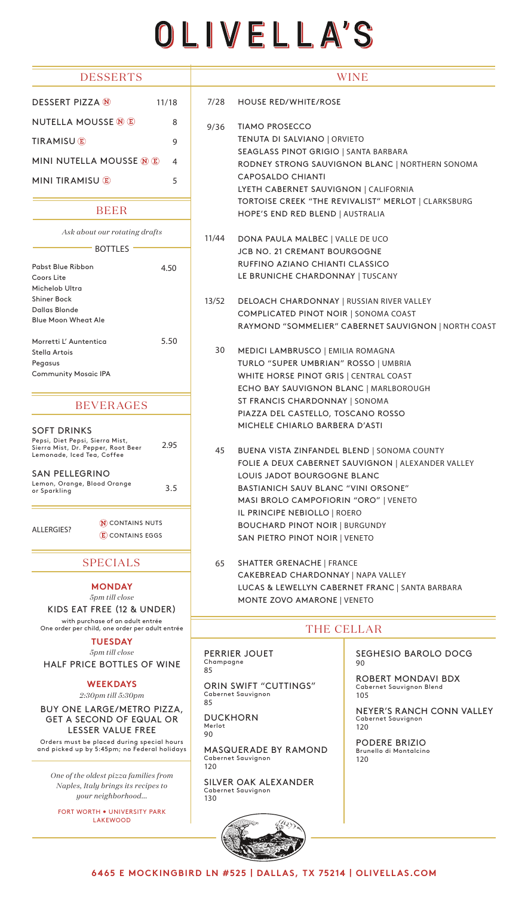# OLIVELLA'S

## DESSERTS

| | |
|---|---|
| DESSERT PIZZA (N) | 11/18 |
| NUTELLA MOUSSE (N) (E) | 8 |
| TIRAMISU (E) | 9 |
| MINI NUTELLA MOUSSE (N) (E) | 4 |
| MINI TIRAMISU (E) | 5 |

## BEER

*Ask about our rotating drafts*

### BOTTLES

Pabst Blue Ribbon — 4.50
Coors Lite
Michelob Ultra
Shiner Bock
Dallas Blonde
Blue Moon Wheat Ale

Morretti L' Auntentica — 5.50
Stella Artois
Pegasus
Community Mosaic IPA

## BEVERAGES

**SOFT DRINKS** — 2.95
Pepsi, Diet Pepsi, Sierra Mist, Sierra Mist, Dr. Pepper, Root Beer Lemonade, Iced Tea, Coffee

**SAN PELLEGRINO** — 3.5
Lemon, Orange, Blood Orange or Sparkling

ALLERGIES? (N) CONTAINS NUTS (E) CONTAINS EGGS

## SPECIALS

**MONDAY**
*5pm till close*
KIDS EAT FREE (12 & UNDER)
with purchase of an adult entrée
One order per child, one order per adult entrée

**TUESDAY**
*5pm till close*
HALF PRICE BOTTLES OF WINE

**WEEKDAYS**
*2:30pm till 5:30pm*
BUY ONE LARGE/METRO PIZZA, GET A SECOND OF EQUAL OR LESSER VALUE FREE
Orders must be placed during special hours and picked up by 5:45pm; no Federal holidays

*One of the oldest pizza families from Naples, Italy brings its recipes to your neighborhood...*

FORT WORTH • UNIVERSITY PARK
LAKEWOOD

## WINE

**7/28**
HOUSE RED/WHITE/ROSE

**9/36**
TIAMO PROSECCO
TENUTA DI SALVIANO | ORVIETO
SEAGLASS PINOT GRIGIO | SANTA BARBARA
RODNEY STRONG SAUVIGNON BLANC | NORTHERN SONOMA
CAPOSALDO CHIANTI
LYETH CABERNET SAUVIGNON | CALIFORNIA
TORTOISE CREEK "THE REVIVALIST" MERLOT | CLARKSBURG
HOPE'S END RED BLEND | AUSTRALIA

**11/44**
DONA PAULA MALBEC | VALLE DE UCO
JCB NO. 21 CREMANT BOURGOGNE
RUFFINO AZIANO CHIANTI CLASSICO
LE BRUNICHE CHARDONNAY | TUSCANY

**13/52**
DELOACH CHARDONNAY | RUSSIAN RIVER VALLEY
COMPLICATED PINOT NOIR | SONOMA COAST
RAYMOND "SOMMELIER" CABERNET SAUVIGNON | NORTH COAST

**30**
MEDICI LAMBRUSCO | EMILIA ROMAGNA
TURLO "SUPER UMBRIAN" ROSSO | UMBRIA
WHITE HORSE PINOT GRIS | CENTRAL COAST
ECHO BAY SAUVIGNON BLANC | MARLBOROUGH
ST FRANCIS CHARDONNAY | SONOMA
PIAZZA DEL CASTELLO, TOSCANO ROSSO
MICHELE CHIARLO BARBERA D'ASTI

**45**
BUENA VISTA ZINFANDEL BLEND | SONOMA COUNTY
FOLIE A DEUX CABERNET SAUVIGNON | ALEXANDER VALLEY
LOUIS JADOT BOURGOGNE BLANC
BASTIANICH SAUV BLANC "VINI ORSONE"
MASI BROLO CAMPOFIORIN "ORO" | VENETO
IL PRINCIPE NEBIOLLO | ROERO
BOUCHARD PINOT NOIR | BURGUNDY
SAN PIETRO PINOT NOIR | VENETO

**65**
SHATTER GRENACHE | FRANCE
CAKEBREAD CHARDONNAY | NAPA VALLEY
LUCAS & LEWELLYN CABERNET FRANC | SANTA BARBARA
MONTE ZOVO AMARONE | VENETO

## THE CELLAR

**PERRIER JOUET**
Champagne
85

**ORIN SWIFT "CUTTINGS"**
Cabernet Sauvignon
85

**DUCKHORN**
Merlot
90

**MASQUERADE BY RAMOND**
Cabernet Sauvignon
120

**SILVER OAK ALEXANDER**
Cabernet Sauvignon
130

**SEGHESIO BAROLO DOCG**
90

**ROBERT MONDAVI BDX**
Cabernet Sauvignon Blend
105

**NEYER'S RANCH CONN VALLEY**
Cabernet Sauvignon
120

**PODERE BRIZIO**
Brunello di Montalcino
120

6465 E MOCKINGBIRD LN #525 | DALLAS, TX 75214 | OLIVELLAS.COM